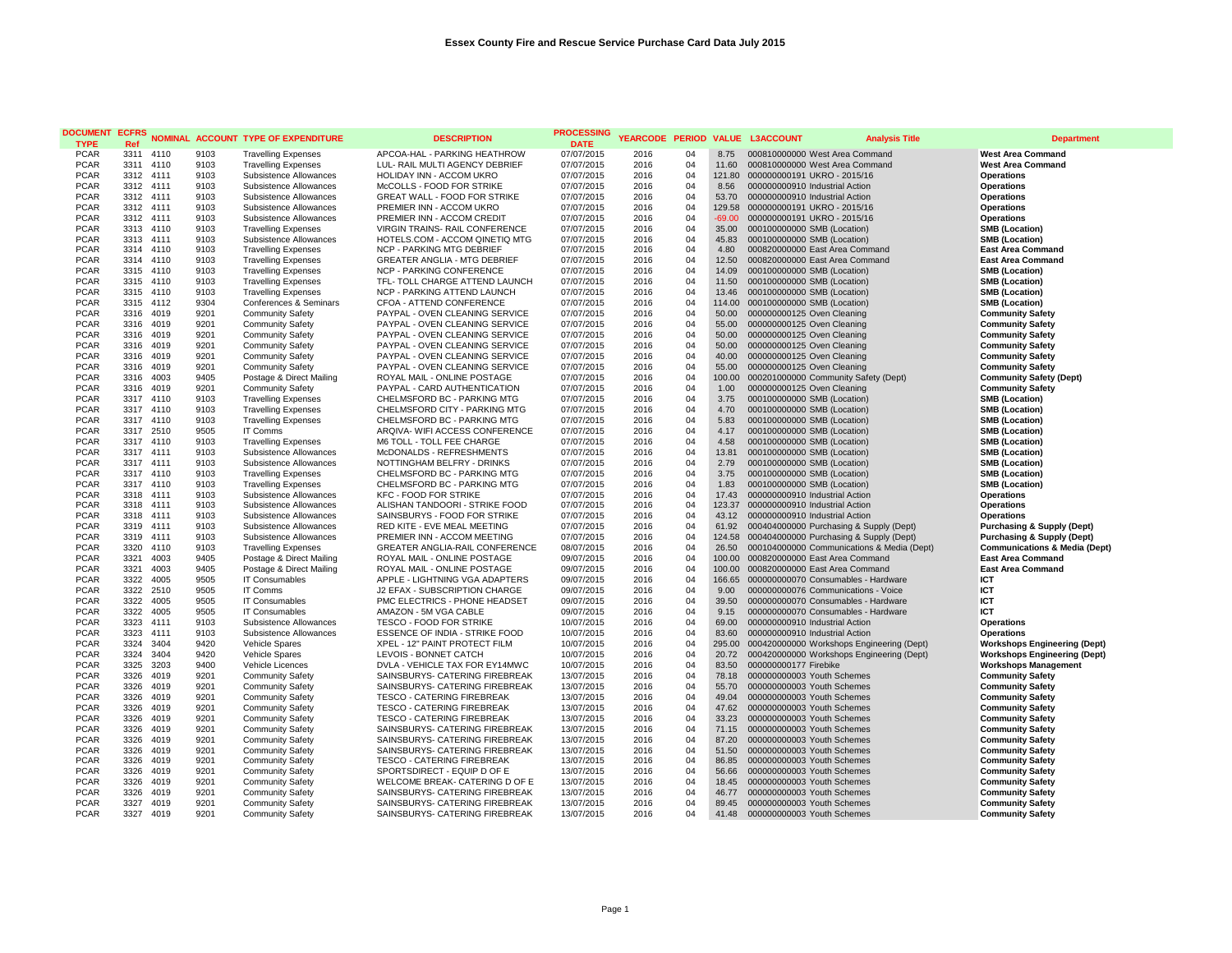# Essex County Fire and Rescue Service Purchase Card Data July 2015

| DOCUMENT TYPE | ECFRS Ref | NOMINAL | ACCOUNT | TYPE OF EXPENDITURE | DESCRIPTION | PROCESSING DATE | YEARCODE | PERIOD | VALUE | L3ACCOUNT | Analysis Title | Department |
|---|---|---|---|---|---|---|---|---|---|---|---|---|
| PCAR | 3311 | 4110 | 9103 | Travelling Expenses | APCOA-HAL - PARKING HEATHROW | 07/07/2015 | 2016 | 04 | 8.75 | 000810000000 | West Area Command | **West Area Command** |
| PCAR | 3311 | 4110 | 9103 | Travelling Expenses | LUL- RAIL MULTI AGENCY DEBRIEF | 07/07/2015 | 2016 | 04 | 11.60 | 000810000000 | West Area Command | **West Area Command** |
| PCAR | 3312 | 4111 | 9103 | Subsistence Allowances | HOLIDAY INN - ACCOM UKRO | 07/07/2015 | 2016 | 04 | 121.80 | 000000000191 | UKRO - 2015/16 | **Operations** |
| PCAR | 3312 | 4111 | 9103 | Subsistence Allowances | McCOLLS - FOOD FOR STRIKE | 07/07/2015 | 2016 | 04 | 8.56 | 000000000910 | Industrial Action | **Operations** |
| PCAR | 3312 | 4111 | 9103 | Subsistence Allowances | GREAT WALL - FOOD FOR STRIKE | 07/07/2015 | 2016 | 04 | 53.70 | 000000000910 | Industrial Action | **Operations** |
| PCAR | 3312 | 4111 | 9103 | Subsistence Allowances | PREMIER INN - ACCOM UKRO | 07/07/2015 | 2016 | 04 | 129.58 | 000000000191 | UKRO - 2015/16 | **Operations** |
| PCAR | 3312 | 4111 | 9103 | Subsistence Allowances | PREMIER INN - ACCOM CREDIT | 07/07/2015 | 2016 | 04 | -69.00 | 000000000191 | UKRO - 2015/16 | **Operations** |
| PCAR | 3313 | 4110 | 9103 | Travelling Expenses | VIRGIN TRAINS- RAIL CONFERENCE | 07/07/2015 | 2016 | 04 | 35.00 | 000100000000 | SMB (Location) | **SMB (Location)** |
| PCAR | 3313 | 4111 | 9103 | Subsistence Allowances | HOTELS.COM - ACCOM QINETIQ MTG | 07/07/2015 | 2016 | 04 | 45.83 | 000100000000 | SMB (Location) | **SMB (Location)** |
| PCAR | 3314 | 4110 | 9103 | Travelling Expenses | NCP - PARKING MTG DEBRIEF | 07/07/2015 | 2016 | 04 | 4.80 | 000820000000 | East Area Command | **East Area Command** |
| PCAR | 3314 | 4110 | 9103 | Travelling Expenses | GREATER ANGLIA - MTG DEBRIEF | 07/07/2015 | 2016 | 04 | 12.50 | 000820000000 | East Area Command | **East Area Command** |
| PCAR | 3315 | 4110 | 9103 | Travelling Expenses | NCP - PARKING CONFERENCE | 07/07/2015 | 2016 | 04 | 14.09 | 000100000000 | SMB (Location) | **SMB (Location)** |
| PCAR | 3315 | 4110 | 9103 | Travelling Expenses | TFL- TOLL CHARGE ATTEND LAUNCH | 07/07/2015 | 2016 | 04 | 11.50 | 000100000000 | SMB (Location) | **SMB (Location)** |
| PCAR | 3315 | 4110 | 9103 | Travelling Expenses | NCP - PARKING ATTEND LAUNCH | 07/07/2015 | 2016 | 04 | 13.46 | 000100000000 | SMB (Location) | **SMB (Location)** |
| PCAR | 3315 | 4112 | 9304 | Conferences & Seminars | CFOA - ATTEND CONFERENCE | 07/07/2015 | 2016 | 04 | 114.00 | 000100000000 | SMB (Location) | **SMB (Location)** |
| PCAR | 3316 | 4019 | 9201 | Community Safety | PAYPAL - OVEN CLEANING SERVICE | 07/07/2015 | 2016 | 04 | 50.00 | 000000000125 | Oven Cleaning | **Community Safety** |
| PCAR | 3316 | 4019 | 9201 | Community Safety | PAYPAL - OVEN CLEANING SERVICE | 07/07/2015 | 2016 | 04 | 55.00 | 000000000125 | Oven Cleaning | **Community Safety** |
| PCAR | 3316 | 4019 | 9201 | Community Safety | PAYPAL - OVEN CLEANING SERVICE | 07/07/2015 | 2016 | 04 | 50.00 | 000000000125 | Oven Cleaning | **Community Safety** |
| PCAR | 3316 | 4019 | 9201 | Community Safety | PAYPAL - OVEN CLEANING SERVICE | 07/07/2015 | 2016 | 04 | 50.00 | 000000000125 | Oven Cleaning | **Community Safety** |
| PCAR | 3316 | 4019 | 9201 | Community Safety | PAYPAL - OVEN CLEANING SERVICE | 07/07/2015 | 2016 | 04 | 40.00 | 000000000125 | Oven Cleaning | **Community Safety** |
| PCAR | 3316 | 4019 | 9201 | Community Safety | PAYPAL - OVEN CLEANING SERVICE | 07/07/2015 | 2016 | 04 | 55.00 | 000000000125 | Oven Cleaning | **Community Safety** |
| PCAR | 3316 | 4003 | 9405 | Postage & Direct Mailing | ROYAL MAIL - ONLINE POSTAGE | 07/07/2015 | 2016 | 04 | 100.00 | 000201000000 | Community Safety (Dept) | **Community Safety (Dept)** |
| PCAR | 3316 | 4019 | 9201 | Community Safety | PAYPAL - CARD AUTHENTICATION | 07/07/2015 | 2016 | 04 | 1.00 | 000000000125 | Oven Cleaning | **Community Safety** |
| PCAR | 3317 | 4110 | 9103 | Travelling Expenses | CHELMSFORD BC - PARKING MTG | 07/07/2015 | 2016 | 04 | 3.75 | 000100000000 | SMB (Location) | **SMB (Location)** |
| PCAR | 3317 | 4110 | 9103 | Travelling Expenses | CHELMSFORD CITY - PARKING MTG | 07/07/2015 | 2016 | 04 | 4.70 | 000100000000 | SMB (Location) | **SMB (Location)** |
| PCAR | 3317 | 4110 | 9103 | Travelling Expenses | CHELMSFORD BC - PARKING MTG | 07/07/2015 | 2016 | 04 | 5.83 | 000100000000 | SMB (Location) | **SMB (Location)** |
| PCAR | 3317 | 2510 | 9505 | IT Comms | ARQIVA- WIFI ACCESS CONFERENCE | 07/07/2015 | 2016 | 04 | 4.17 | 000100000000 | SMB (Location) | **SMB (Location)** |
| PCAR | 3317 | 4110 | 9103 | Travelling Expenses | M6 TOLL - TOLL FEE CHARGE | 07/07/2015 | 2016 | 04 | 4.58 | 000100000000 | SMB (Location) | **SMB (Location)** |
| PCAR | 3317 | 4111 | 9103 | Subsistence Allowances | McDONALDS - REFRESHMENTS | 07/07/2015 | 2016 | 04 | 13.81 | 000100000000 | SMB (Location) | **SMB (Location)** |
| PCAR | 3317 | 4111 | 9103 | Subsistence Allowances | NOTTINGHAM BELFRY - DRINKS | 07/07/2015 | 2016 | 04 | 2.79 | 000100000000 | SMB (Location) | **SMB (Location)** |
| PCAR | 3317 | 4110 | 9103 | Travelling Expenses | CHELMSFORD BC - PARKING MTG | 07/07/2015 | 2016 | 04 | 3.75 | 000100000000 | SMB (Location) | **SMB (Location)** |
| PCAR | 3317 | 4110 | 9103 | Travelling Expenses | CHELMSFORD BC - PARKING MTG | 07/07/2015 | 2016 | 04 | 1.83 | 000100000000 | SMB (Location) | **SMB (Location)** |
| PCAR | 3318 | 4111 | 9103 | Subsistence Allowances | KFC - FOOD FOR STRIKE | 07/07/2015 | 2016 | 04 | 17.43 | 000000000910 | Industrial Action | **Operations** |
| PCAR | 3318 | 4111 | 9103 | Subsistence Allowances | ALISHAN TANDOORI - STRIKE FOOD | 07/07/2015 | 2016 | 04 | 123.37 | 000000000910 | Industrial Action | **Operations** |
| PCAR | 3318 | 4111 | 9103 | Subsistence Allowances | SAINSBURYS - FOOD FOR STRIKE | 07/07/2015 | 2016 | 04 | 43.12 | 000000000910 | Industrial Action | **Operations** |
| PCAR | 3319 | 4111 | 9103 | Subsistence Allowances | RED KITE - EVE MEAL MEETING | 07/07/2015 | 2016 | 04 | 61.92 | 000404000000 | Purchasing & Supply (Dept) | **Purchasing & Supply (Dept)** |
| PCAR | 3319 | 4111 | 9103 | Subsistence Allowances | PREMIER INN - ACCOM MEETING | 07/07/2015 | 2016 | 04 | 124.58 | 000404000000 | Purchasing & Supply (Dept) | **Purchasing & Supply (Dept)** |
| PCAR | 3320 | 4110 | 9103 | Travelling Expenses | GREATER ANGLIA-RAIL CONFERENCE | 08/07/2015 | 2016 | 04 | 26.50 | 000104000000 | Communications & Media (Dept) | **Communications & Media (Dept)** |
| PCAR | 3321 | 4003 | 9405 | Postage & Direct Mailing | ROYAL MAIL - ONLINE POSTAGE | 09/07/2015 | 2016 | 04 | 100.00 | 000820000000 | East Area Command | **East Area Command** |
| PCAR | 3321 | 4003 | 9405 | Postage & Direct Mailing | ROYAL MAIL - ONLINE POSTAGE | 09/07/2015 | 2016 | 04 | 100.00 | 000820000000 | East Area Command | **East Area Command** |
| PCAR | 3322 | 4005 | 9505 | IT Consumables | APPLE - LIGHTNING VGA ADAPTERS | 09/07/2015 | 2016 | 04 | 166.65 | 000000000070 | Consumables - Hardware | **ICT** |
| PCAR | 3322 | 2510 | 9505 | IT Comms | J2 EFAX - SUBSCRIPTION CHARGE | 09/07/2015 | 2016 | 04 | 9.00 | 000000000076 | Communications - Voice | **ICT** |
| PCAR | 3322 | 4005 | 9505 | IT Consumables | PMC ELECTRICS - PHONE HEADSET | 09/07/2015 | 2016 | 04 | 39.50 | 000000000070 | Consumables - Hardware | **ICT** |
| PCAR | 3322 | 4005 | 9505 | IT Consumables | AMAZON - 5M VGA CABLE | 09/07/2015 | 2016 | 04 | 9.15 | 000000000070 | Consumables - Hardware | **ICT** |
| PCAR | 3323 | 4111 | 9103 | Subsistence Allowances | TESCO - FOOD FOR STRIKE | 10/07/2015 | 2016 | 04 | 69.00 | 000000000910 | Industrial Action | **Operations** |
| PCAR | 3323 | 4111 | 9103 | Subsistence Allowances | ESSENCE OF INDIA - STRIKE FOOD | 10/07/2015 | 2016 | 04 | 83.60 | 000000000910 | Industrial Action | **Operations** |
| PCAR | 3324 | 3404 | 9420 | Vehicle Spares | XPEL - 12" PAINT PROTECT FILM | 10/07/2015 | 2016 | 04 | 295.00 | 000420000000 | Workshops Engineering (Dept) | **Workshops Engineering (Dept)** |
| PCAR | 3324 | 3404 | 9420 | Vehicle Spares | LEVOIS - BONNET CATCH | 10/07/2015 | 2016 | 04 | 20.72 | 000420000000 | Workshops Engineering (Dept) | **Workshops Engineering (Dept)** |
| PCAR | 3325 | 3203 | 9400 | Vehicle Licences | DVLA - VEHICLE TAX FOR EY14MWC | 10/07/2015 | 2016 | 04 | 83.50 | 000000000177 | Firebike | **Workshops Management** |
| PCAR | 3326 | 4019 | 9201 | Community Safety | SAINSBURYS- CATERING FIREBREAK | 13/07/2015 | 2016 | 04 | 78.18 | 000000000003 | Youth Schemes | **Community Safety** |
| PCAR | 3326 | 4019 | 9201 | Community Safety | SAINSBURYS- CATERING FIREBREAK | 13/07/2015 | 2016 | 04 | 55.70 | 000000000003 | Youth Schemes | **Community Safety** |
| PCAR | 3326 | 4019 | 9201 | Community Safety | TESCO - CATERING FIREBREAK | 13/07/2015 | 2016 | 04 | 49.04 | 000000000003 | Youth Schemes | **Community Safety** |
| PCAR | 3326 | 4019 | 9201 | Community Safety | TESCO - CATERING FIREBREAK | 13/07/2015 | 2016 | 04 | 47.62 | 000000000003 | Youth Schemes | **Community Safety** |
| PCAR | 3326 | 4019 | 9201 | Community Safety | TESCO - CATERING FIREBREAK | 13/07/2015 | 2016 | 04 | 33.23 | 000000000003 | Youth Schemes | **Community Safety** |
| PCAR | 3326 | 4019 | 9201 | Community Safety | SAINSBURYS- CATERING FIREBREAK | 13/07/2015 | 2016 | 04 | 71.15 | 000000000003 | Youth Schemes | **Community Safety** |
| PCAR | 3326 | 4019 | 9201 | Community Safety | SAINSBURYS- CATERING FIREBREAK | 13/07/2015 | 2016 | 04 | 87.20 | 000000000003 | Youth Schemes | **Community Safety** |
| PCAR | 3326 | 4019 | 9201 | Community Safety | SAINSBURYS- CATERING FIREBREAK | 13/07/2015 | 2016 | 04 | 51.50 | 000000000003 | Youth Schemes | **Community Safety** |
| PCAR | 3326 | 4019 | 9201 | Community Safety | TESCO - CATERING FIREBREAK | 13/07/2015 | 2016 | 04 | 86.85 | 000000000003 | Youth Schemes | **Community Safety** |
| PCAR | 3326 | 4019 | 9201 | Community Safety | SPORTSDIRECT - EQUIP D OF E | 13/07/2015 | 2016 | 04 | 56.66 | 000000000003 | Youth Schemes | **Community Safety** |
| PCAR | 3326 | 4019 | 9201 | Community Safety | WELCOME BREAK- CATERING D OF E | 13/07/2015 | 2016 | 04 | 18.45 | 000000000003 | Youth Schemes | **Community Safety** |
| PCAR | 3326 | 4019 | 9201 | Community Safety | SAINSBURYS- CATERING FIREBREAK | 13/07/2015 | 2016 | 04 | 46.77 | 000000000003 | Youth Schemes | **Community Safety** |
| PCAR | 3327 | 4019 | 9201 | Community Safety | SAINSBURYS- CATERING FIREBREAK | 13/07/2015 | 2016 | 04 | 89.45 | 000000000003 | Youth Schemes | **Community Safety** |
| PCAR | 3327 | 4019 | 9201 | Community Safety | SAINSBURYS- CATERING FIREBREAK | 13/07/2015 | 2016 | 04 | 41.48 | 000000000003 | Youth Schemes | **Community Safety** |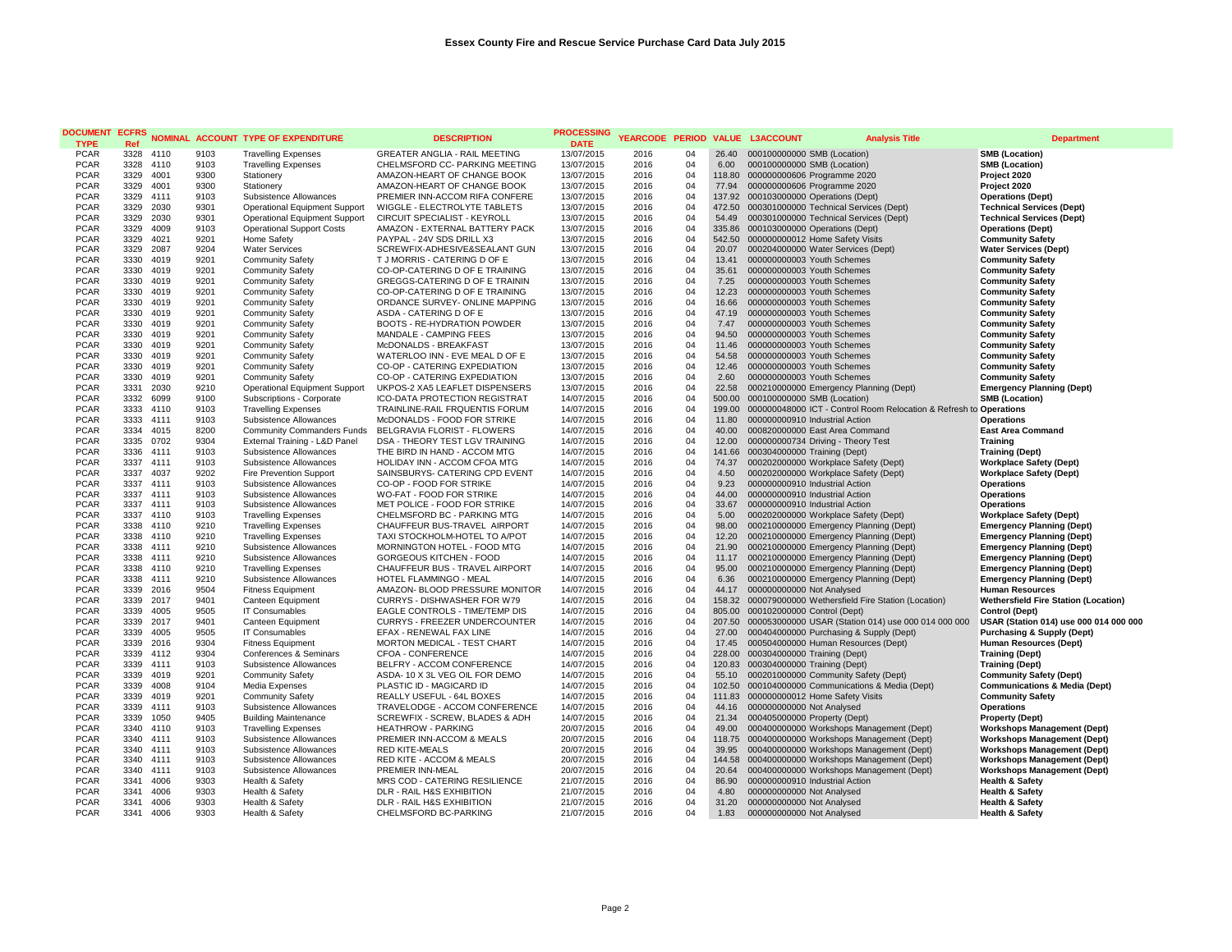# Essex County Fire and Rescue Service Purchase Card Data July 2015

| DOCUMENT TYPE | ECFRS Ref | NOMINAL | ACCOUNT | TYPE OF EXPENDITURE | DESCRIPTION | PROCESSING DATE | YEARCODE | PERIOD | VALUE | L3ACCOUNT | Analysis Title | Department |
|---|---|---|---|---|---|---|---|---|---|---|---|---|
| PCAR | 3328 | 4110 | 9103 | Travelling Expenses | GREATER ANGLIA - RAIL MEETING | 13/07/2015 | 2016 | 04 | 26.40 | 000100000000 | SMB (Location) | SMB (Location) |
| PCAR | 3328 | 4110 | 9103 | Travelling Expenses | CHELMSFORD CC- PARKING MEETING | 13/07/2015 | 2016 | 04 | 6.00 | 000100000000 | SMB (Location) | SMB (Location) |
| PCAR | 3329 | 4001 | 9300 | Stationery | AMAZON-HEART OF CHANGE BOOK | 13/07/2015 | 2016 | 04 | 118.80 | 000000000606 | Programme 2020 | Project 2020 |
| PCAR | 3329 | 4001 | 9300 | Stationery | AMAZON-HEART OF CHANGE BOOK | 13/07/2015 | 2016 | 04 | 77.94 | 000000000606 | Programme 2020 | Project 2020 |
| PCAR | 3329 | 4111 | 9103 | Subsistence Allowances | PREMIER INN-ACCOM RIFA CONFERE | 13/07/2015 | 2016 | 04 | 137.92 | 000103000000 | Operations (Dept) | Operations (Dept) |
| PCAR | 3329 | 2030 | 9301 | Operational Equipment Support | WIGGLE - ELECTROLYTE TABLETS | 13/07/2015 | 2016 | 04 | 472.50 | 000301000000 | Technical Services (Dept) | Technical Services (Dept) |
| PCAR | 3329 | 2030 | 9301 | Operational Equipment Support | CIRCUIT SPECIALIST - KEYROLL | 13/07/2015 | 2016 | 04 | 54.49 | 000301000000 | Technical Services (Dept) | Technical Services (Dept) |
| PCAR | 3329 | 4009 | 9103 | Operational Support Costs | AMAZON - EXTERNAL BATTERY PACK | 13/07/2015 | 2016 | 04 | 335.86 | 000103000000 | Operations (Dept) | Operations (Dept) |
| PCAR | 3329 | 4021 | 9201 | Home Safety | PAYPAL - 24V SDS DRILL X3 | 13/07/2015 | 2016 | 04 | 542.50 | 000000000012 | Home Safety Visits | Community Safety |
| PCAR | 3329 | 2087 | 9204 | Water Services | SCREWFIX-ADHESIVE&SEALANT GUN | 13/07/2015 | 2016 | 04 | 20.07 | 000204000000 | Water Services (Dept) | Water Services (Dept) |
| PCAR | 3330 | 4019 | 9201 | Community Safety | T J MORRIS - CATERING D OF E | 13/07/2015 | 2016 | 04 | 13.41 | 000000000003 | Youth Schemes | Community Safety |
| PCAR | 3330 | 4019 | 9201 | Community Safety | CO-OP-CATERING D OF E TRAINING | 13/07/2015 | 2016 | 04 | 35.61 | 000000000003 | Youth Schemes | Community Safety |
| PCAR | 3330 | 4019 | 9201 | Community Safety | GREGGS-CATERING D OF E TRAININ | 13/07/2015 | 2016 | 04 | 7.25 | 000000000003 | Youth Schemes | Community Safety |
| PCAR | 3330 | 4019 | 9201 | Community Safety | CO-OP-CATERING D OF E TRAINING | 13/07/2015 | 2016 | 04 | 12.23 | 000000000003 | Youth Schemes | Community Safety |
| PCAR | 3330 | 4019 | 9201 | Community Safety | ORDANCE SURVEY- ONLINE MAPPING | 13/07/2015 | 2016 | 04 | 16.66 | 000000000003 | Youth Schemes | Community Safety |
| PCAR | 3330 | 4019 | 9201 | Community Safety | ASDA - CATERING D OF E | 13/07/2015 | 2016 | 04 | 47.19 | 000000000003 | Youth Schemes | Community Safety |
| PCAR | 3330 | 4019 | 9201 | Community Safety | BOOTS - RE-HYDRATION POWDER | 13/07/2015 | 2016 | 04 | 7.47 | 000000000003 | Youth Schemes | Community Safety |
| PCAR | 3330 | 4019 | 9201 | Community Safety | MANDALE - CAMPING FEES | 13/07/2015 | 2016 | 04 | 94.50 | 000000000003 | Youth Schemes | Community Safety |
| PCAR | 3330 | 4019 | 9201 | Community Safety | McDONALDS - BREAKFAST | 13/07/2015 | 2016 | 04 | 11.46 | 000000000003 | Youth Schemes | Community Safety |
| PCAR | 3330 | 4019 | 9201 | Community Safety | WATERLOO INN - EVE MEAL D OF E | 13/07/2015 | 2016 | 04 | 54.58 | 000000000003 | Youth Schemes | Community Safety |
| PCAR | 3330 | 4019 | 9201 | Community Safety | CO-OP - CATERING EXPEDIATION | 13/07/2015 | 2016 | 04 | 12.46 | 000000000003 | Youth Schemes | Community Safety |
| PCAR | 3330 | 4019 | 9201 | Community Safety | CO-OP - CATERING EXPEDIATION | 13/07/2015 | 2016 | 04 | 2.60 | 000000000003 | Youth Schemes | Community Safety |
| PCAR | 3331 | 2030 | 9210 | Operational Equipment Support | UKPOS-2 XA5 LEAFLET DISPENSERS | 13/07/2015 | 2016 | 04 | 22.58 | 000210000000 | Emergency Planning (Dept) | Emergency Planning (Dept) |
| PCAR | 3332 | 6099 | 9100 | Subscriptions - Corporate | ICO-DATA PROTECTION REGISTRAT | 14/07/2015 | 2016 | 04 | 500.00 | 000100000000 | SMB (Location) | SMB (Location) |
| PCAR | 3333 | 4110 | 9103 | Travelling Expenses | TRAINLINE-RAIL FRQUENTIS FORUM | 14/07/2015 | 2016 | 04 | 199.00 | 000000048000 | ICT - Control Room Relocation & Refresh to | Operations |
| PCAR | 3333 | 4111 | 9103 | Subsistence Allowances | McDONALDS - FOOD FOR STRIKE | 14/07/2015 | 2016 | 04 | 11.80 | 000000000910 | Industrial Action | Operations |
| PCAR | 3334 | 4015 | 8200 | Community Commanders Funds | BELGRAVIA FLORIST - FLOWERS | 14/07/2015 | 2016 | 04 | 40.00 | 000820000000 | East Area Command | East Area Command |
| PCAR | 3335 | 0702 | 9304 | External Training - L&D Panel | DSA - THEORY TEST LGV TRAINING | 14/07/2015 | 2016 | 04 | 12.00 | 000000000734 | Driving - Theory Test | Training |
| PCAR | 3336 | 4111 | 9103 | Subsistence Allowances | THE BIRD IN HAND - ACCOM MTG | 14/07/2015 | 2016 | 04 | 141.66 | 000304000000 | Training (Dept) | Training (Dept) |
| PCAR | 3337 | 4111 | 9103 | Subsistence Allowances | HOLIDAY INN - ACCOM CFOA MTG | 14/07/2015 | 2016 | 04 | 74.37 | 000202000000 | Workplace Safety (Dept) | Workplace Safety (Dept) |
| PCAR | 3337 | 4037 | 9202 | Fire Prevention Support | SAINSBURYS- CATERING CPD EVENT | 14/07/2015 | 2016 | 04 | 4.50 | 000202000000 | Workplace Safety (Dept) | Workplace Safety (Dept) |
| PCAR | 3337 | 4111 | 9103 | Subsistence Allowances | CO-OP - FOOD FOR STRIKE | 14/07/2015 | 2016 | 04 | 9.23 | 000000000910 | Industrial Action | Operations |
| PCAR | 3337 | 4111 | 9103 | Subsistence Allowances | WO-FAT - FOOD FOR STRIKE | 14/07/2015 | 2016 | 04 | 44.00 | 000000000910 | Industrial Action | Operations |
| PCAR | 3337 | 4111 | 9103 | Subsistence Allowances | MET POLICE - FOOD FOR STRIKE | 14/07/2015 | 2016 | 04 | 33.67 | 000000000910 | Industrial Action | Operations |
| PCAR | 3337 | 4110 | 9103 | Travelling Expenses | CHELMSFORD BC - PARKING MTG | 14/07/2015 | 2016 | 04 | 5.00 | 000202000000 | Workplace Safety (Dept) | Workplace Safety (Dept) |
| PCAR | 3338 | 4110 | 9210 | Travelling Expenses | CHAUFFEUR BUS-TRAVEL AIRPORT | 14/07/2015 | 2016 | 04 | 98.00 | 000210000000 | Emergency Planning (Dept) | Emergency Planning (Dept) |
| PCAR | 3338 | 4110 | 9210 | Travelling Expenses | TAXI STOCKHOLM-HOTEL TO A/POT | 14/07/2015 | 2016 | 04 | 12.20 | 000210000000 | Emergency Planning (Dept) | Emergency Planning (Dept) |
| PCAR | 3338 | 4111 | 9210 | Subsistence Allowances | MORNINGTON HOTEL - FOOD MTG | 14/07/2015 | 2016 | 04 | 21.90 | 000210000000 | Emergency Planning (Dept) | Emergency Planning (Dept) |
| PCAR | 3338 | 4111 | 9210 | Subsistence Allowances | GORGEOUS KITCHEN - FOOD | 14/07/2015 | 2016 | 04 | 11.17 | 000210000000 | Emergency Planning (Dept) | Emergency Planning (Dept) |
| PCAR | 3338 | 4110 | 9210 | Travelling Expenses | CHAUFFEUR BUS - TRAVEL AIRPORT | 14/07/2015 | 2016 | 04 | 95.00 | 000210000000 | Emergency Planning (Dept) | Emergency Planning (Dept) |
| PCAR | 3338 | 4111 | 9210 | Subsistence Allowances | HOTEL FLAMMINGO - MEAL | 14/07/2015 | 2016 | 04 | 6.36 | 000210000000 | Emergency Planning (Dept) | Emergency Planning (Dept) |
| PCAR | 3339 | 2016 | 9504 | Fitness Equipment | AMAZON- BLOOD PRESSURE MONITOR | 14/07/2015 | 2016 | 04 | 44.17 | 000000000000 | Not Analysed | Human Resources |
| PCAR | 3339 | 2017 | 9401 | Canteen Equipment | CURRYS - DISHWASHER FOR W79 | 14/07/2015 | 2016 | 04 | 158.32 | 000079000000 | Wethersfield Fire Station (Location) | Wethersfield Fire Station (Location) |
| PCAR | 3339 | 4005 | 9505 | IT Consumables | EAGLE CONTROLS - TIME/TEMP DIS | 14/07/2015 | 2016 | 04 | 805.00 | 000102000000 | Control (Dept) | Control (Dept) |
| PCAR | 3339 | 2017 | 9401 | Canteen Equipment | CURRYS - FREEZER UNDERCOUNTER | 14/07/2015 | 2016 | 04 | 207.50 | 000053000000 | USAR (Station 014) use 000 014 000 000 | USAR (Station 014) use 000 014 000 000 |
| PCAR | 3339 | 4005 | 9505 | IT Consumables | EFAX - RENEWAL FAX LINE | 14/07/2015 | 2016 | 04 | 27.00 | 000404000000 | Purchasing & Supply (Dept) | Purchasing & Supply (Dept) |
| PCAR | 3339 | 2016 | 9304 | Fitness Equipment | MORTON MEDICAL - TEST CHART | 14/07/2015 | 2016 | 04 | 17.45 | 000504000000 | Human Resources (Dept) | Human Resources (Dept) |
| PCAR | 3339 | 4112 | 9304 | Conferences & Seminars | CFOA - CONFERENCE | 14/07/2015 | 2016 | 04 | 228.00 | 000304000000 | Training (Dept) | Training (Dept) |
| PCAR | 3339 | 4111 | 9103 | Subsistence Allowances | BELFRY - ACCOM CONFERENCE | 14/07/2015 | 2016 | 04 | 120.83 | 000304000000 | Training (Dept) | Training (Dept) |
| PCAR | 3339 | 4019 | 9201 | Community Safety | ASDA- 10 X 3L VEG OIL FOR DEMO | 14/07/2015 | 2016 | 04 | 55.10 | 000201000000 | Community Safety (Dept) | Community Safety (Dept) |
| PCAR | 3339 | 4008 | 9104 | Media Expenses | PLASTIC ID - MAGICARD ID | 14/07/2015 | 2016 | 04 | 102.50 | 000104000000 | Communications & Media (Dept) | Communications & Media (Dept) |
| PCAR | 3339 | 4019 | 9201 | Community Safety | REALLY USEFUL - 64L BOXES | 14/07/2015 | 2016 | 04 | 111.83 | 000000000012 | Home Safety Visits | Community Safety |
| PCAR | 3339 | 4111 | 9103 | Subsistence Allowances | TRAVELODGE - ACCOM CONFERENCE | 14/07/2015 | 2016 | 04 | 44.16 | 000000000000 | Not Analysed | Operations |
| PCAR | 3339 | 1050 | 9405 | Building Maintenance | SCREWFIX - SCREW, BLADES & ADH | 14/07/2015 | 2016 | 04 | 21.34 | 000405000000 | Property (Dept) | Property (Dept) |
| PCAR | 3340 | 4110 | 9103 | Travelling Expenses | HEATHROW - PARKING | 20/07/2015 | 2016 | 04 | 49.00 | 000400000000 | Workshops Management (Dept) | Workshops Management (Dept) |
| PCAR | 3340 | 4111 | 9103 | Subsistence Allowances | PREMIER INN-ACCOM & MEALS | 20/07/2015 | 2016 | 04 | 118.75 | 000400000000 | Workshops Management (Dept) | Workshops Management (Dept) |
| PCAR | 3340 | 4111 | 9103 | Subsistence Allowances | RED KITE-MEALS | 20/07/2015 | 2016 | 04 | 39.95 | 000400000000 | Workshops Management (Dept) | Workshops Management (Dept) |
| PCAR | 3340 | 4111 | 9103 | Subsistence Allowances | RED KITE - ACCOM & MEALS | 20/07/2015 | 2016 | 04 | 144.58 | 000400000000 | Workshops Management (Dept) | Workshops Management (Dept) |
| PCAR | 3340 | 4111 | 9103 | Subsistence Allowances | PREMIER INN-MEAL | 20/07/2015 | 2016 | 04 | 20.64 | 000400000000 | Workshops Management (Dept) | Workshops Management (Dept) |
| PCAR | 3341 | 4006 | 9303 | Health & Safety | MRS COD - CATERING RESILIENCE | 21/07/2015 | 2016 | 04 | 86.90 | 000000000910 | Industrial Action | Health & Safety |
| PCAR | 3341 | 4006 | 9303 | Health & Safety | DLR - RAIL H&S EXHIBITION | 21/07/2015 | 2016 | 04 | 4.80 | 000000000000 | Not Analysed | Health & Safety |
| PCAR | 3341 | 4006 | 9303 | Health & Safety | DLR - RAIL H&S EXHIBITION | 21/07/2015 | 2016 | 04 | 31.20 | 000000000000 | Not Analysed | Health & Safety |
| PCAR | 3341 | 4006 | 9303 | Health & Safety | CHELMSFORD BC-PARKING | 21/07/2015 | 2016 | 04 | 1.83 | 000000000000 | Not Analysed | Health & Safety |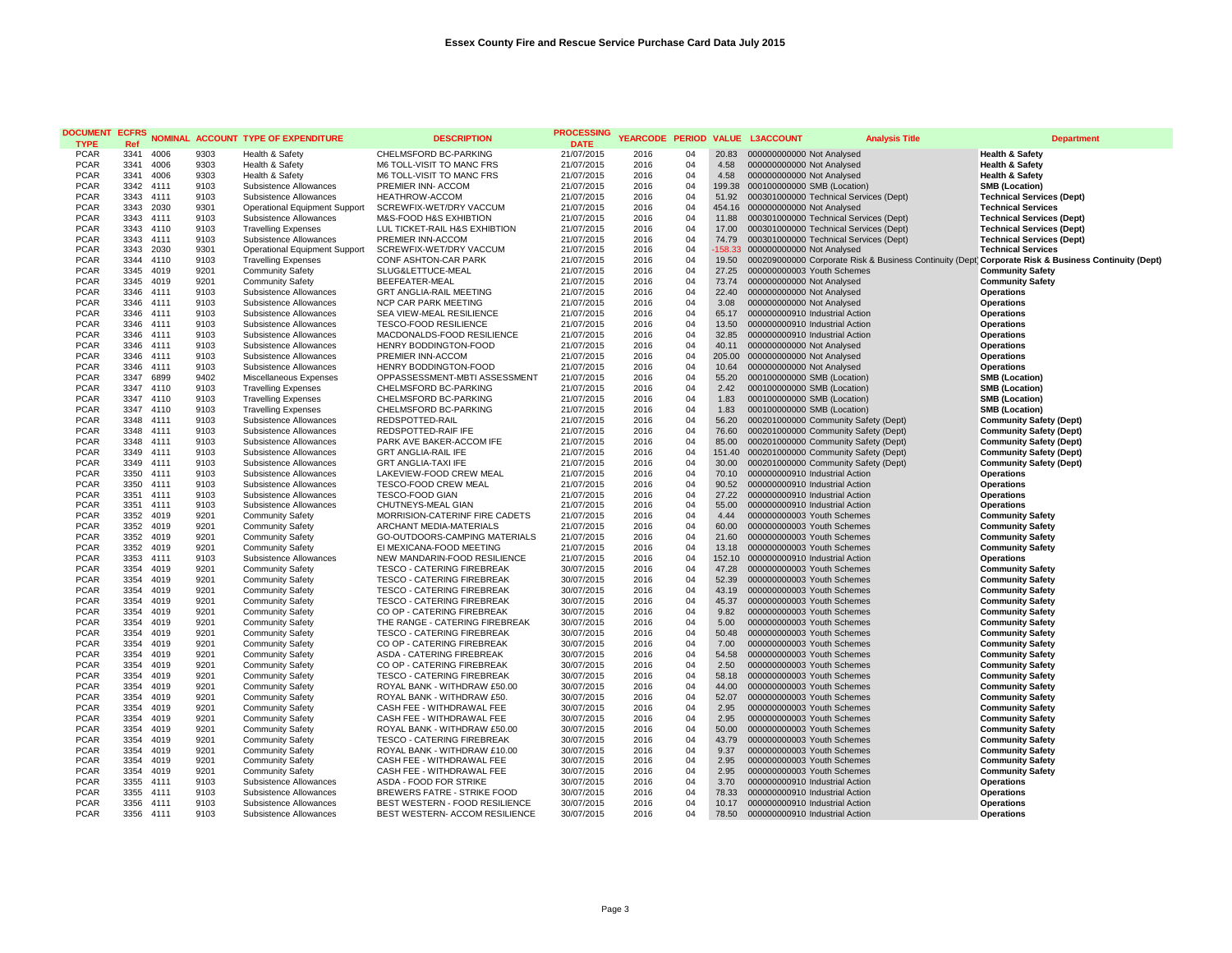# Essex County Fire and Rescue Service Purchase Card Data July 2015

| DOCUMENT TYPE | ECFRS Ref | NOMINAL | ACCOUNT | TYPE OF EXPENDITURE | DESCRIPTION | PROCESSING DATE | YEARCODE | PERIOD | VALUE | L3ACCOUNT | Analysis Title | Department |
|---|---|---|---|---|---|---|---|---|---|---|---|---|
| PCAR | 3341 | 4006 | 9303 | Health & Safety | CHELMSFORD BC-PARKING | 21/07/2015 | 2016 | 04 | 20.83 | 000000000000 | Not Analysed | **Health & Safety** |
| PCAR | 3341 | 4006 | 9303 | Health & Safety | M6 TOLL-VISIT TO MANC FRS | 21/07/2015 | 2016 | 04 | 4.58 | 000000000000 | Not Analysed | **Health & Safety** |
| PCAR | 3341 | 4006 | 9303 | Health & Safety | M6 TOLL-VISIT TO MANC FRS | 21/07/2015 | 2016 | 04 | 4.58 | 000000000000 | Not Analysed | **Health & Safety** |
| PCAR | 3342 | 4111 | 9103 | Subsistence Allowances | PREMIER INN- ACCOM | 21/07/2015 | 2016 | 04 | 199.38 | 000100000000 | SMB (Location) | **SMB (Location)** |
| PCAR | 3343 | 4111 | 9103 | Subsistence Allowances | HEATHROW-ACCOM | 21/07/2015 | 2016 | 04 | 51.92 | 000301000000 | Technical Services (Dept) | **Technical Services (Dept)** |
| PCAR | 3343 | 2030 | 9301 | Operational Equipment Support | SCREWFIX-WET/DRY VACCUM | 21/07/2015 | 2016 | 04 | 454.16 | 000000000000 | Not Analysed | **Technical Services** |
| PCAR | 3343 | 4111 | 9103 | Subsistence Allowances | M&S-FOOD H&S EXHIBTION | 21/07/2015 | 2016 | 04 | 11.88 | 000301000000 | Technical Services (Dept) | **Technical Services (Dept)** |
| PCAR | 3343 | 4110 | 9103 | Travelling Expenses | LUL TICKET-RAIL H&S EXHIBTION | 21/07/2015 | 2016 | 04 | 17.00 | 000301000000 | Technical Services (Dept) | **Technical Services (Dept)** |
| PCAR | 3343 | 4111 | 9103 | Subsistence Allowances | PREMIER INN-ACCOM | 21/07/2015 | 2016 | 04 | 74.79 | 000301000000 | Technical Services (Dept) | **Technical Services (Dept)** |
| PCAR | 3343 | 2030 | 9301 | Operational Equipment Support | SCREWFIX-WET/DRY VACCUM | 21/07/2015 | 2016 | 04 | -158.33 | 000000000000 | Not Analysed | **Technical Services** |
| PCAR | 3344 | 4110 | 9103 | Travelling Expenses | CONF ASHTON-CAR PARK | 21/07/2015 | 2016 | 04 | 19.50 | 000209000000 | Corporate Risk & Business Continuity (Dept) | **Corporate Risk & Business Continuity (Dept)** |
| PCAR | 3345 | 4019 | 9201 | Community Safety | SLUG&LETTUCE-MEAL | 21/07/2015 | 2016 | 04 | 27.25 | 000000000003 | Youth Schemes | **Community Safety** |
| PCAR | 3345 | 4019 | 9201 | Community Safety | BEEFEATER-MEAL | 21/07/2015 | 2016 | 04 | 73.74 | 000000000000 | Not Analysed | **Community Safety** |
| PCAR | 3346 | 4111 | 9103 | Subsistence Allowances | GRT ANGLIA-RAIL MEETING | 21/07/2015 | 2016 | 04 | 22.40 | 000000000000 | Not Analysed | **Operations** |
| PCAR | 3346 | 4111 | 9103 | Subsistence Allowances | NCP CAR PARK MEETING | 21/07/2015 | 2016 | 04 | 3.08 | 000000000000 | Not Analysed | **Operations** |
| PCAR | 3346 | 4111 | 9103 | Subsistence Allowances | SEA VIEW-MEAL RESILIENCE | 21/07/2015 | 2016 | 04 | 65.17 | 000000000910 | Industrial Action | **Operations** |
| PCAR | 3346 | 4111 | 9103 | Subsistence Allowances | TESCO-FOOD RESILIENCE | 21/07/2015 | 2016 | 04 | 13.50 | 000000000910 | Industrial Action | **Operations** |
| PCAR | 3346 | 4111 | 9103 | Subsistence Allowances | MACDONALDS-FOOD RESILIENCE | 21/07/2015 | 2016 | 04 | 32.85 | 000000000910 | Industrial Action | **Operations** |
| PCAR | 3346 | 4111 | 9103 | Subsistence Allowances | HENRY BODDINGTON-FOOD | 21/07/2015 | 2016 | 04 | 40.11 | 000000000000 | Not Analysed | **Operations** |
| PCAR | 3346 | 4111 | 9103 | Subsistence Allowances | PREMIER INN-ACCOM | 21/07/2015 | 2016 | 04 | 205.00 | 000000000000 | Not Analysed | **Operations** |
| PCAR | 3346 | 4111 | 9103 | Subsistence Allowances | HENRY BODDINGTON-FOOD | 21/07/2015 | 2016 | 04 | 10.64 | 000000000000 | Not Analysed | **Operations** |
| PCAR | 3347 | 6899 | 9402 | Miscellaneous Expenses | OPPASSESSMENT-MBTI ASSESSMENT | 21/07/2015 | 2016 | 04 | 55.20 | 000100000000 | SMB (Location) | **SMB (Location)** |
| PCAR | 3347 | 4110 | 9103 | Travelling Expenses | CHELMSFORD BC-PARKING | 21/07/2015 | 2016 | 04 | 2.42 | 000100000000 | SMB (Location) | **SMB (Location)** |
| PCAR | 3347 | 4110 | 9103 | Travelling Expenses | CHELMSFORD BC-PARKING | 21/07/2015 | 2016 | 04 | 1.83 | 000100000000 | SMB (Location) | **SMB (Location)** |
| PCAR | 3347 | 4110 | 9103 | Travelling Expenses | CHELMSFORD BC-PARKING | 21/07/2015 | 2016 | 04 | 1.83 | 000100000000 | SMB (Location) | **SMB (Location)** |
| PCAR | 3348 | 4111 | 9103 | Subsistence Allowances | REDSPOTTED-RAIL | 21/07/2015 | 2016 | 04 | 56.20 | 000201000000 | Community Safety (Dept) | **Community Safety (Dept)** |
| PCAR | 3348 | 4111 | 9103 | Subsistence Allowances | REDSPOTTED-RAIF IFE | 21/07/2015 | 2016 | 04 | 76.60 | 000201000000 | Community Safety (Dept) | **Community Safety (Dept)** |
| PCAR | 3348 | 4111 | 9103 | Subsistence Allowances | PARK AVE BAKER-ACCOM IFE | 21/07/2015 | 2016 | 04 | 85.00 | 000201000000 | Community Safety (Dept) | **Community Safety (Dept)** |
| PCAR | 3349 | 4111 | 9103 | Subsistence Allowances | GRT ANGLIA-RAIL IFE | 21/07/2015 | 2016 | 04 | 151.40 | 000201000000 | Community Safety (Dept) | **Community Safety (Dept)** |
| PCAR | 3349 | 4111 | 9103 | Subsistence Allowances | GRT ANGLIA-TAXI IFE | 21/07/2015 | 2016 | 04 | 30.00 | 000201000000 | Community Safety (Dept) | **Community Safety (Dept)** |
| PCAR | 3350 | 4111 | 9103 | Subsistence Allowances | LAKEVIEW-FOOD CREW MEAL | 21/07/2015 | 2016 | 04 | 70.10 | 000000000910 | Industrial Action | **Operations** |
| PCAR | 3350 | 4111 | 9103 | Subsistence Allowances | TESCO-FOOD CREW MEAL | 21/07/2015 | 2016 | 04 | 90.52 | 000000000910 | Industrial Action | **Operations** |
| PCAR | 3351 | 4111 | 9103 | Subsistence Allowances | TESCO-FOOD GIAN | 21/07/2015 | 2016 | 04 | 27.22 | 000000000910 | Industrial Action | **Operations** |
| PCAR | 3351 | 4111 | 9103 | Subsistence Allowances | CHUTNEYS-MEAL GIAN | 21/07/2015 | 2016 | 04 | 55.00 | 000000000910 | Industrial Action | **Operations** |
| PCAR | 3352 | 4019 | 9201 | Community Safety | MORRISION-CATERINF FIRE CADETS | 21/07/2015 | 2016 | 04 | 4.44 | 000000000003 | Youth Schemes | **Community Safety** |
| PCAR | 3352 | 4019 | 9201 | Community Safety | ARCHANT MEDIA-MATERIALS | 21/07/2015 | 2016 | 04 | 60.00 | 000000000003 | Youth Schemes | **Community Safety** |
| PCAR | 3352 | 4019 | 9201 | Community Safety | GO-OUTDOORS-CAMPING MATERIALS | 21/07/2015 | 2016 | 04 | 21.60 | 000000000003 | Youth Schemes | **Community Safety** |
| PCAR | 3352 | 4019 | 9201 | Community Safety | EI MEXICANA-FOOD MEETING | 21/07/2015 | 2016 | 04 | 13.18 | 000000000003 | Youth Schemes | **Community Safety** |
| PCAR | 3353 | 4111 | 9103 | Subsistence Allowances | NEW MANDARIN-FOOD RESILIENCE | 21/07/2015 | 2016 | 04 | 152.10 | 000000000910 | Industrial Action | **Operations** |
| PCAR | 3354 | 4019 | 9201 | Community Safety | TESCO - CATERING FIREBREAK | 30/07/2015 | 2016 | 04 | 47.28 | 000000000003 | Youth Schemes | **Community Safety** |
| PCAR | 3354 | 4019 | 9201 | Community Safety | TESCO - CATERING FIREBREAK | 30/07/2015 | 2016 | 04 | 52.39 | 000000000003 | Youth Schemes | **Community Safety** |
| PCAR | 3354 | 4019 | 9201 | Community Safety | TESCO - CATERING FIREBREAK | 30/07/2015 | 2016 | 04 | 43.19 | 000000000003 | Youth Schemes | **Community Safety** |
| PCAR | 3354 | 4019 | 9201 | Community Safety | TESCO - CATERING FIREBREAK | 30/07/2015 | 2016 | 04 | 45.37 | 000000000003 | Youth Schemes | **Community Safety** |
| PCAR | 3354 | 4019 | 9201 | Community Safety | CO OP - CATERING FIREBREAK | 30/07/2015 | 2016 | 04 | 9.82 | 000000000003 | Youth Schemes | **Community Safety** |
| PCAR | 3354 | 4019 | 9201 | Community Safety | THE RANGE - CATERING FIREBREAK | 30/07/2015 | 2016 | 04 | 5.00 | 000000000003 | Youth Schemes | **Community Safety** |
| PCAR | 3354 | 4019 | 9201 | Community Safety | TESCO - CATERING FIREBREAK | 30/07/2015 | 2016 | 04 | 50.48 | 000000000003 | Youth Schemes | **Community Safety** |
| PCAR | 3354 | 4019 | 9201 | Community Safety | CO OP - CATERING FIREBREAK | 30/07/2015 | 2016 | 04 | 7.00 | 000000000003 | Youth Schemes | **Community Safety** |
| PCAR | 3354 | 4019 | 9201 | Community Safety | ASDA - CATERING FIREBREAK | 30/07/2015 | 2016 | 04 | 54.58 | 000000000003 | Youth Schemes | **Community Safety** |
| PCAR | 3354 | 4019 | 9201 | Community Safety | CO OP - CATERING FIREBREAK | 30/07/2015 | 2016 | 04 | 2.50 | 000000000003 | Youth Schemes | **Community Safety** |
| PCAR | 3354 | 4019 | 9201 | Community Safety | TESCO - CATERING FIREBREAK | 30/07/2015 | 2016 | 04 | 58.18 | 000000000003 | Youth Schemes | **Community Safety** |
| PCAR | 3354 | 4019 | 9201 | Community Safety | ROYAL BANK - WITHDRAW £50.00 | 30/07/2015 | 2016 | 04 | 44.00 | 000000000003 | Youth Schemes | **Community Safety** |
| PCAR | 3354 | 4019 | 9201 | Community Safety | ROYAL BANK - WITHDRAW £50. | 30/07/2015 | 2016 | 04 | 52.07 | 000000000003 | Youth Schemes | **Community Safety** |
| PCAR | 3354 | 4019 | 9201 | Community Safety | CASH FEE - WITHDRAWAL FEE | 30/07/2015 | 2016 | 04 | 2.95 | 000000000003 | Youth Schemes | **Community Safety** |
| PCAR | 3354 | 4019 | 9201 | Community Safety | CASH FEE - WITHDRAWAL FEE | 30/07/2015 | 2016 | 04 | 2.95 | 000000000003 | Youth Schemes | **Community Safety** |
| PCAR | 3354 | 4019 | 9201 | Community Safety | ROYAL BANK - WITHDRAW £50.00 | 30/07/2015 | 2016 | 04 | 50.00 | 000000000003 | Youth Schemes | **Community Safety** |
| PCAR | 3354 | 4019 | 9201 | Community Safety | TESCO - CATERING FIREBREAK | 30/07/2015 | 2016 | 04 | 43.79 | 000000000003 | Youth Schemes | **Community Safety** |
| PCAR | 3354 | 4019 | 9201 | Community Safety | ROYAL BANK - WITHDRAW £10.00 | 30/07/2015 | 2016 | 04 | 9.37 | 000000000003 | Youth Schemes | **Community Safety** |
| PCAR | 3354 | 4019 | 9201 | Community Safety | CASH FEE - WITHDRAWAL FEE | 30/07/2015 | 2016 | 04 | 2.95 | 000000000003 | Youth Schemes | **Community Safety** |
| PCAR | 3354 | 4019 | 9201 | Community Safety | CASH FEE - WITHDRAWAL FEE | 30/07/2015 | 2016 | 04 | 2.95 | 000000000003 | Youth Schemes | **Community Safety** |
| PCAR | 3355 | 4111 | 9103 | Subsistence Allowances | ASDA - FOOD FOR STRIKE | 30/07/2015 | 2016 | 04 | 3.70 | 000000000910 | Industrial Action | **Operations** |
| PCAR | 3355 | 4111 | 9103 | Subsistence Allowances | BREWERS FATRE - STRIKE FOOD | 30/07/2015 | 2016 | 04 | 78.33 | 000000000910 | Industrial Action | **Operations** |
| PCAR | 3356 | 4111 | 9103 | Subsistence Allowances | BEST WESTERN - FOOD RESILIENCE | 30/07/2015 | 2016 | 04 | 10.17 | 000000000910 | Industrial Action | **Operations** |
| PCAR | 3356 | 4111 | 9103 | Subsistence Allowances | BEST WESTERN- ACCOM RESILIENCE | 30/07/2015 | 2016 | 04 | 78.50 | 000000000910 | Industrial Action | **Operations** |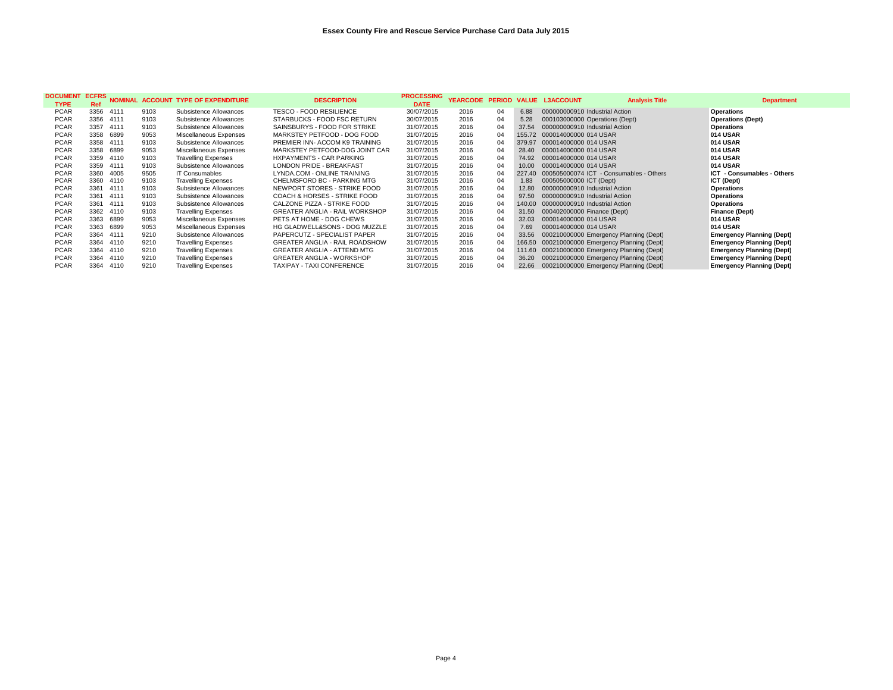**Essex County Fire and Rescue Service Purchase Card Data July 2015**

| DOCUMENT TYPE | ECFRS Ref | NOMINAL | ACCOUNT | TYPE OF EXPENDITURE | DESCRIPTION | PROCESSING DATE | YEARCODE | PERIOD | VALUE | L3ACCOUNT | Analysis Title | Department |
|---|---|---|---|---|---|---|---|---|---|---|---|---|
| PCAR | 3356 | 4111 | 9103 | Subsistence Allowances | TESCO - FOOD RESILIENCE | 30/07/2015 | 2016 | 04 | 6.88 | 000000000910 | Industrial Action | Operations |
| PCAR | 3356 | 4111 | 9103 | Subsistence Allowances | STARBUCKS - FOOD FSC RETURN | 30/07/2015 | 2016 | 04 | 5.28 | 000103000000 | Operations (Dept) | Operations (Dept) |
| PCAR | 3357 | 4111 | 9103 | Subsistence Allowances | SAINSBURYS - FOOD FOR STRIKE | 31/07/2015 | 2016 | 04 | 37.54 | 000000000910 | Industrial Action | Operations |
| PCAR | 3358 | 6899 | 9053 | Miscellaneous Expenses | MARKSTEY PETFOOD - DOG FOOD | 31/07/2015 | 2016 | 04 | 155.72 | 000014000000 | 014 USAR | 014 USAR |
| PCAR | 3358 | 4111 | 9103 | Subsistence Allowances | PREMIER INN- ACCOM K9 TRAINING | 31/07/2015 | 2016 | 04 | 379.97 | 000014000000 | 014 USAR | 014 USAR |
| PCAR | 3358 | 6899 | 9053 | Miscellaneous Expenses | MARKSTEY PETFOOD-DOG JOINT CAR | 31/07/2015 | 2016 | 04 | 28.40 | 000014000000 | 014 USAR | 014 USAR |
| PCAR | 3359 | 4110 | 9103 | Travelling Expenses | HXPAYMENTS - CAR PARKING | 31/07/2015 | 2016 | 04 | 74.92 | 000014000000 | 014 USAR | 014 USAR |
| PCAR | 3359 | 4111 | 9103 | Subsistence Allowances | LONDON PRIDE - BREAKFAST | 31/07/2015 | 2016 | 04 | 10.00 | 000014000000 | 014 USAR | 014 USAR |
| PCAR | 3360 | 4005 | 9505 | IT Consumables | LYNDA.COM - ONLINE TRAINING | 31/07/2015 | 2016 | 04 | 227.40 | 000505000074 | ICT - Consumables - Others | ICT - Consumables - Others |
| PCAR | 3360 | 4110 | 9103 | Travelling Expenses | CHELMSFORD BC - PARKING MTG | 31/07/2015 | 2016 | 04 | 1.83 | 000505000000 | ICT (Dept) | ICT (Dept) |
| PCAR | 3361 | 4111 | 9103 | Subsistence Allowances | NEWPORT STORES - STRIKE FOOD | 31/07/2015 | 2016 | 04 | 12.80 | 000000000910 | Industrial Action | Operations |
| PCAR | 3361 | 4111 | 9103 | Subsistence Allowances | COACH & HORSES - STRIKE FOOD | 31/07/2015 | 2016 | 04 | 97.50 | 000000000910 | Industrial Action | Operations |
| PCAR | 3361 | 4111 | 9103 | Subsistence Allowances | CALZONE PIZZA - STRIKE FOOD | 31/07/2015 | 2016 | 04 | 140.00 | 000000000910 | Industrial Action | Operations |
| PCAR | 3362 | 4110 | 9103 | Travelling Expenses | GREATER ANGLIA - RAIL WORKSHOP | 31/07/2015 | 2016 | 04 | 31.50 | 000402000000 | Finance (Dept) | Finance (Dept) |
| PCAR | 3363 | 6899 | 9053 | Miscellaneous Expenses | PETS AT HOME - DOG CHEWS | 31/07/2015 | 2016 | 04 | 32.03 | 000014000000 | 014 USAR | 014 USAR |
| PCAR | 3363 | 6899 | 9053 | Miscellaneous Expenses | HG GLADWELL&SONS - DOG MUZZLE | 31/07/2015 | 2016 | 04 | 7.69 | 000014000000 | 014 USAR | 014 USAR |
| PCAR | 3364 | 4111 | 9210 | Subsistence Allowances | PAPERCUTZ - SPECIALIST PAPER | 31/07/2015 | 2016 | 04 | 33.56 | 000210000000 | Emergency Planning (Dept) | Emergency Planning (Dept) |
| PCAR | 3364 | 4110 | 9210 | Travelling Expenses | GREATER ANGLIA - RAIL ROADSHOW | 31/07/2015 | 2016 | 04 | 166.50 | 000210000000 | Emergency Planning (Dept) | Emergency Planning (Dept) |
| PCAR | 3364 | 4110 | 9210 | Travelling Expenses | GREATER ANGLIA - ATTEND MTG | 31/07/2015 | 2016 | 04 | 111.60 | 000210000000 | Emergency Planning (Dept) | Emergency Planning (Dept) |
| PCAR | 3364 | 4110 | 9210 | Travelling Expenses | GREATER ANGLIA - WORKSHOP | 31/07/2015 | 2016 | 04 | 36.20 | 000210000000 | Emergency Planning (Dept) | Emergency Planning (Dept) |
| PCAR | 3364 | 4110 | 9210 | Travelling Expenses | TAXIPAY - TAXI CONFERENCE | 31/07/2015 | 2016 | 04 | 22.66 | 000210000000 | Emergency Planning (Dept) | Emergency Planning (Dept) |